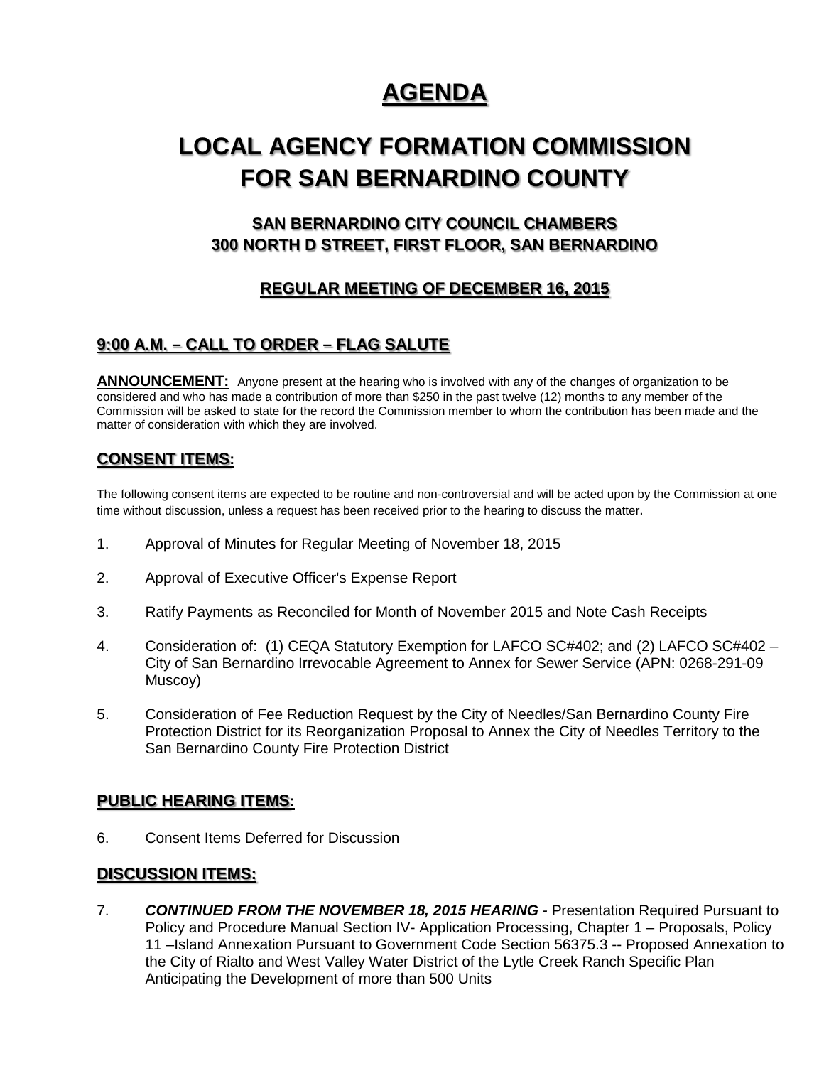# AGENDA

# LOCAL AGENCY FORMATION COMMISSION FOR SAN BERNARDINO COUNTY

### SAN BERNARDINO CITY COUNCIL CHAMBERS
### 300 NORTH D STREET, FIRST FLOOR, SAN BERNARDINO

### REGULAR MEETING OF DECEMBER 16, 2015

## 9:00 A.M. – CALL TO ORDER – FLAG SALUTE

**ANNOUNCEMENT:** Anyone present at the hearing who is involved with any of the changes of organization to be considered and who has made a contribution of more than $250 in the past twelve (12) months to any member of the Commission will be asked to state for the record the Commission member to whom the contribution has been made and the matter of consideration with which they are involved.

## CONSENT ITEMS:

The following consent items are expected to be routine and non-controversial and will be acted upon by the Commission at one time without discussion, unless a request has been received prior to the hearing to discuss the matter.

1. Approval of Minutes for Regular Meeting of November 18, 2015
2. Approval of Executive Officer's Expense Report
3. Ratify Payments as Reconciled for Month of November 2015 and Note Cash Receipts
4. Consideration of: (1) CEQA Statutory Exemption for LAFCO SC#402; and (2) LAFCO SC#402 – City of San Bernardino Irrevocable Agreement to Annex for Sewer Service (APN: 0268-291-09 Muscoy)
5. Consideration of Fee Reduction Request by the City of Needles/San Bernardino County Fire Protection District for its Reorganization Proposal to Annex the City of Needles Territory to the San Bernardino County Fire Protection District

## PUBLIC HEARING ITEMS:

6. Consent Items Deferred for Discussion

## DISCUSSION ITEMS:

7. ***CONTINUED FROM THE NOVEMBER 18, 2015 HEARING -*** Presentation Required Pursuant to Policy and Procedure Manual Section IV- Application Processing, Chapter 1 – Proposals, Policy 11 –Island Annexation Pursuant to Government Code Section 56375.3 -- Proposed Annexation to the City of Rialto and West Valley Water District of the Lytle Creek Ranch Specific Plan Anticipating the Development of more than 500 Units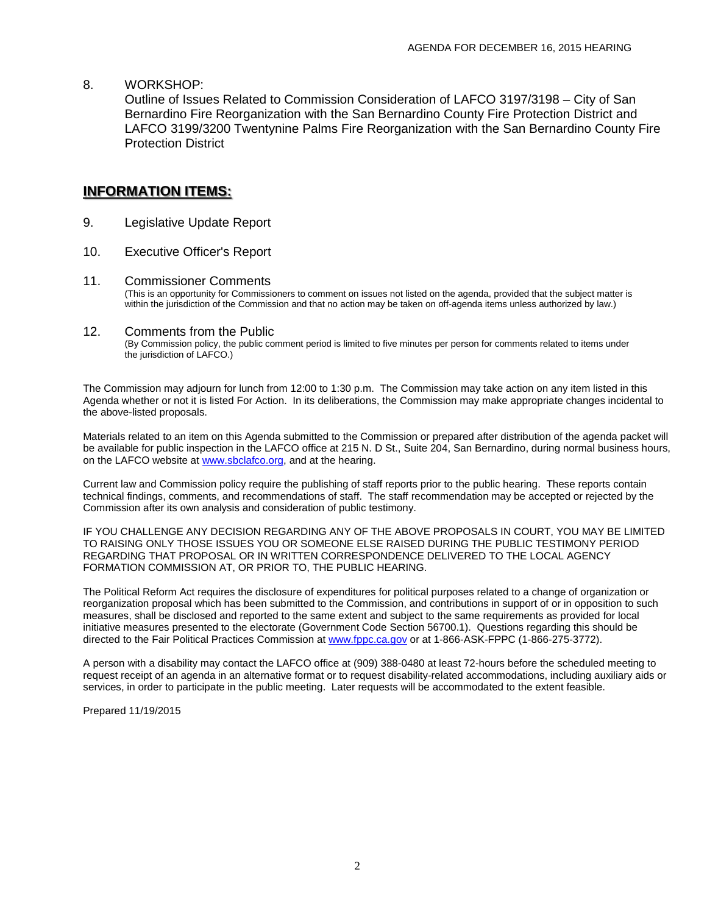8. WORKSHOP:
   Outline of Issues Related to Commission Consideration of LAFCO 3197/3198 – City of San Bernardino Fire Reorganization with the San Bernardino County Fire Protection District and LAFCO 3199/3200 Twentynine Palms Fire Reorganization with the San Bernardino County Fire Protection District

## INFORMATION ITEMS:

9. Legislative Update Report

10. Executive Officer's Report

11. Commissioner Comments
    (This is an opportunity for Commissioners to comment on issues not listed on the agenda, provided that the subject matter is within the jurisdiction of the Commission and that no action may be taken on off-agenda items unless authorized by law.)

12. Comments from the Public
    (By Commission policy, the public comment period is limited to five minutes per person for comments related to items under the jurisdiction of LAFCO.)

The Commission may adjourn for lunch from 12:00 to 1:30 p.m. The Commission may take action on any item listed in this Agenda whether or not it is listed For Action. In its deliberations, the Commission may make appropriate changes incidental to the above-listed proposals.

Materials related to an item on this Agenda submitted to the Commission or prepared after distribution of the agenda packet will be available for public inspection in the LAFCO office at 215 N. D St., Suite 204, San Bernardino, during normal business hours, on the LAFCO website at www.sbclafco.org, and at the hearing.

Current law and Commission policy require the publishing of staff reports prior to the public hearing. These reports contain technical findings, comments, and recommendations of staff. The staff recommendation may be accepted or rejected by the Commission after its own analysis and consideration of public testimony.

IF YOU CHALLENGE ANY DECISION REGARDING ANY OF THE ABOVE PROPOSALS IN COURT, YOU MAY BE LIMITED TO RAISING ONLY THOSE ISSUES YOU OR SOMEONE ELSE RAISED DURING THE PUBLIC TESTIMONY PERIOD REGARDING THAT PROPOSAL OR IN WRITTEN CORRESPONDENCE DELIVERED TO THE LOCAL AGENCY FORMATION COMMISSION AT, OR PRIOR TO, THE PUBLIC HEARING.

The Political Reform Act requires the disclosure of expenditures for political purposes related to a change of organization or reorganization proposal which has been submitted to the Commission, and contributions in support of or in opposition to such measures, shall be disclosed and reported to the same extent and subject to the same requirements as provided for local initiative measures presented to the electorate (Government Code Section 56700.1). Questions regarding this should be directed to the Fair Political Practices Commission at www.fppc.ca.gov or at 1-866-ASK-FPPC (1-866-275-3772).

A person with a disability may contact the LAFCO office at (909) 388-0480 at least 72-hours before the scheduled meeting to request receipt of an agenda in an alternative format or to request disability-related accommodations, including auxiliary aids or services, in order to participate in the public meeting. Later requests will be accommodated to the extent feasible.

Prepared 11/19/2015